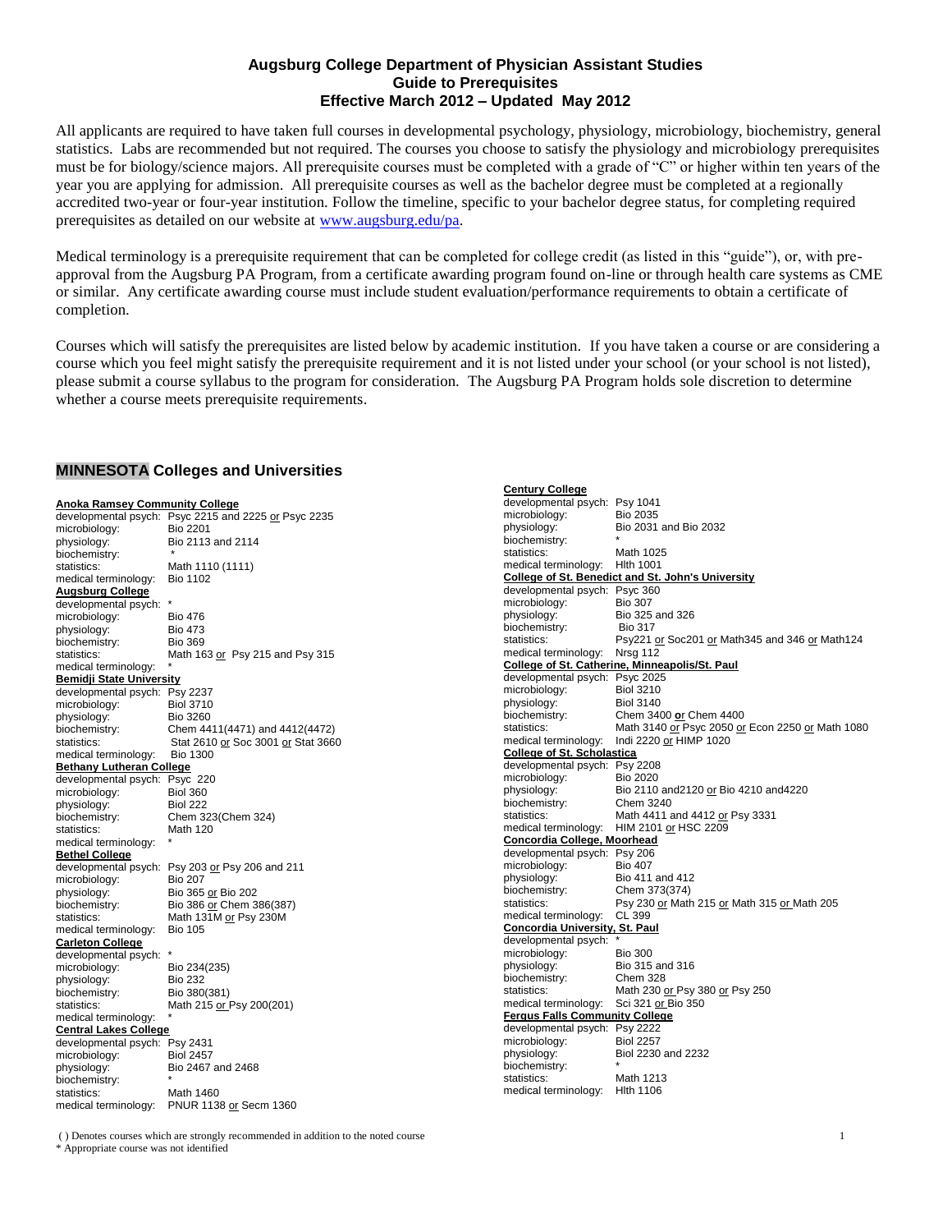**Augsburg College Department of Physician Assistant Studies**
**Guide to Prerequisites**
**Effective March 2012 – Updated May 2012**

All applicants are required to have taken full courses in developmental psychology, physiology, microbiology, biochemistry, general statistics. Labs are recommended but not required. The courses you choose to satisfy the physiology and microbiology prerequisites must be for biology/science majors. All prerequisite courses must be completed with a grade of "C" or higher within ten years of the year you are applying for admission. All prerequisite courses as well as the bachelor degree must be completed at a regionally accredited two-year or four-year institution. Follow the timeline, specific to your bachelor degree status, for completing required prerequisites as detailed on our website at www.augsburg.edu/pa.

Medical terminology is a prerequisite requirement that can be completed for college credit (as listed in this "guide"), or, with pre-approval from the Augsburg PA Program, from a certificate awarding program found on-line or through health care systems as CME or similar. Any certificate awarding course must include student evaluation/performance requirements to obtain a certificate of completion.

Courses which will satisfy the prerequisites are listed below by academic institution. If you have taken a course or are considering a course which you feel might satisfy the prerequisite requirement and it is not listed under your school (or your school is not listed), please submit a course syllabus to the program for consideration. The Augsburg PA Program holds sole discretion to determine whether a course meets prerequisite requirements.

## MINNESOTA Colleges and Universities

**Anoka Ramsey Community College**
developmental psych: Psyc 2215 and 2225 or Psyc 2235
microbiology: Bio 2201
physiology: Bio 2113 and 2114
biochemistry: *
statistics: Math 1110 (1111)
medical terminology: Bio 1102

**Augsburg College**
developmental psych: *
microbiology: Bio 476
physiology: Bio 473
biochemistry: Bio 369
statistics: Math 163 or Psy 215 and Psy 315
medical terminology: *

**Bemidji State University**
developmental psych: Psy 2237
microbiology: Biol 3710
physiology: Bio 3260
biochemistry: Chem 4411(4471) and 4412(4472)
statistics: Stat 2610 or Soc 3001 or Stat 3660
medical terminology: Bio 1300

**Bethany Lutheran College**
developmental psych: Psyc 220
microbiology: Biol 360
physiology: Biol 222
biochemistry: Chem 323(Chem 324)
statistics: Math 120
medical terminology: *

**Bethel College**
developmental psych: Psy 203 or Psy 206 and 211
microbiology: Bio 207
physiology: Bio 365 or Bio 202
biochemistry: Bio 386 or Chem 386(387)
statistics: Math 131M or Psy 230M
medical terminology: Bio 105

**Carleton College**
developmental psych: *
microbiology: Bio 234(235)
physiology: Bio 232
biochemistry: Bio 380(381)
statistics: Math 215 or Psy 200(201)
medical terminology: *

**Central Lakes College**
developmental psych: Psy 2431
microbiology: Biol 2457
physiology: Bio 2467 and 2468
biochemistry: *
statistics: Math 1460
medical terminology: PNUR 1138 or Secm 1360

**Century College**
developmental psych: Psy 1041
microbiology: Bio 2035
physiology: Bio 2031 and Bio 2032
biochemistry: *
statistics: Math 1025
medical terminology: Hlth 1001

**College of St. Benedict and St. John's University**
developmental psych: Psyc 360
microbiology: Bio 307
physiology: Bio 325 and 326
biochemistry: Bio 317
statistics: Psy221 or Soc201 or Math345 and 346 or Math124
medical terminology: Nrsg 112

**College of St. Catherine, Minneapolis/St. Paul**
developmental psych: Psyc 2025
microbiology: Biol 3210
physiology: Biol 3140
biochemistry: Chem 3400 or Chem 4400
statistics: Math 3140 or Psyc 2050 or Econ 2250 or Math 1080
medical terminology: Indi 2220 or HIMP 1020

**College of St. Scholastica**
developmental psych: Psy 2208
microbiology: Bio 2020
physiology: Bio 2110 and2120 or Bio 4210 and4220
biochemistry: Chem 3240
statistics: Math 4411 and 4412 or Psy 3331
medical terminology: HIM 2101 or HSC 2209

**Concordia College, Moorhead**
developmental psych: Psy 206
microbiology: Bio 407
physiology: Bio 411 and 412
biochemistry: Chem 373(374)
statistics: Psy 230 or Math 215 or Math 315 or Math 205
medical terminology: CL 399

**Concordia University, St. Paul**
developmental psych: *
microbiology: Bio 300
physiology: Bio 315 and 316
biochemistry: Chem 328
statistics: Math 230 or Psy 380 or Psy 250
medical terminology: Sci 321 or Bio 350

**Fergus Falls Community College**
developmental psych: Psy 2222
microbiology: Biol 2257
physiology: Biol 2230 and 2232
biochemistry: *
statistics: Math 1213
medical terminology: Hlth 1106

( ) Denotes courses which are strongly recommended in addition to the noted course
* Appropriate course was not identified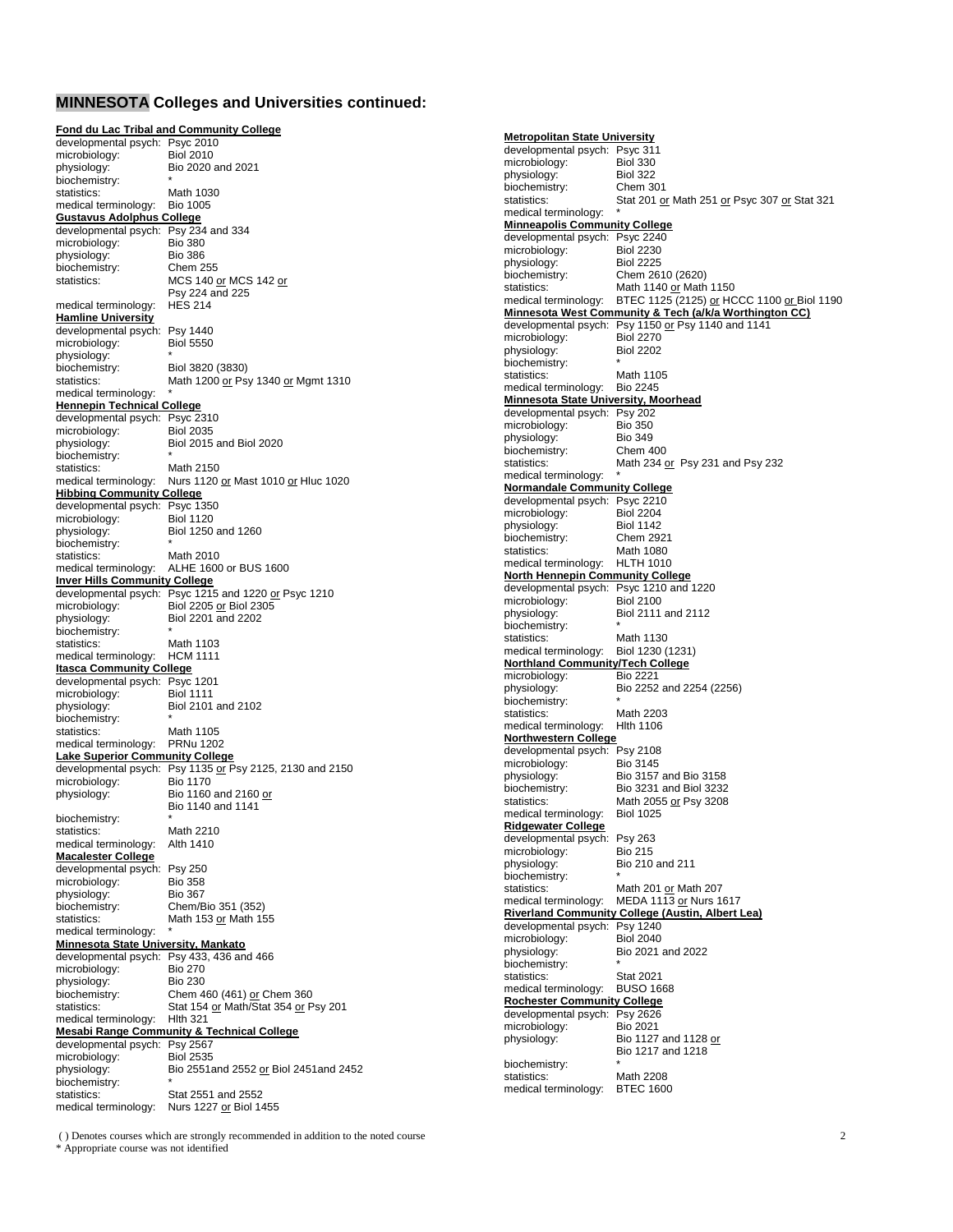## **MINNESOTA** Colleges and Universities continued:

**Fond du Lac Tribal and Community College**
developmental psych: Psyc 2010
microbiology: Biol 2010
physiology: Bio 2020 and 2021
biochemistry: *
statistics: Math 1030
medical terminology: Bio 1005

**Gustavus Adolphus College**
developmental psych: Psy 234 and 334
microbiology: Bio 380
physiology: Bio 386
biochemistry: Chem 255
statistics: MCS 140 or MCS 142 or Psy 224 and 225
medical terminology: HES 214

**Hamline University**
developmental psych: Psy 1440
microbiology: Biol 5550
physiology: *
biochemistry: Biol 3820 (3830)
statistics: Math 1200 or Psy 1340 or Mgmt 1310
medical terminology: *

**Hennepin Technical College**
developmental psych: Psyc 2310
microbiology: Biol 2035
physiology: Biol 2015 and Biol 2020
biochemistry: *
statistics: Math 2150
medical terminology: Nurs 1120 or Mast 1010 or Hluc 1020

**Hibbing Community College**
developmental psych: Psyc 1350
microbiology: Biol 1120
physiology: Biol 1250 and 1260
biochemistry: *
statistics: Math 2010
medical terminology: ALHE 1600 or BUS 1600

**Inver Hills Community College**
developmental psych: Psyc 1215 and 1220 or Psyc 1210
microbiology: Biol 2205 or Biol 2305
physiology: Biol 2201 and 2202
biochemistry: *
statistics: Math 1103
medical terminology: HCM 1111

**Itasca Community College**
developmental psych: Psyc 1201
microbiology: Biol 1111
physiology: Biol 2101 and 2102
biochemistry: *
statistics: Math 1105
medical terminology: PRNu 1202

**Lake Superior Community College**
developmental psych: Psy 1135 or Psy 2125, 2130 and 2150
microbiology: Bio 1170
physiology: Bio 1160 and 2160 or Bio 1140 and 1141
biochemistry: *
statistics: Math 2210
medical terminology: Alth 1410

**Macalester College**
developmental psych: Psy 250
microbiology: Bio 358
physiology: Bio 367
biochemistry: Chem/Bio 351 (352)
statistics: Math 153 or Math 155
medical terminology: *

**Minnesota State University, Mankato**
developmental psych: Psy 433, 436 and 466
microbiology: Bio 270
physiology: Bio 230
biochemistry: Chem 460 (461) or Chem 360
statistics: Stat 154 or Math/Stat 354 or Psy 201
medical terminology: Hlth 321

**Mesabi Range Community & Technical College**
developmental psych: Psy 2567
microbiology: Biol 2535
physiology: Bio 2551and 2552 or Biol 2451and 2452
biochemistry: *
statistics: Stat 2551 and 2552
medical terminology: Nurs 1227 or Biol 1455

**Metropolitan State University**
developmental psych: Psyc 311
microbiology: Biol 330
physiology: Biol 322
biochemistry: Chem 301
statistics: Stat 201 or Math 251 or Psyc 307 or Stat 321
medical terminology: *

**Minneapolis Community College**
developmental psych: Psyc 2240
microbiology: Biol 2230
physiology: Biol 2225
biochemistry: Chem 2610 (2620)
statistics: Math 1140 or Math 1150
medical terminology: BTEC 1125 (2125) or HCCC 1100 or Biol 1190

**Minnesota West Community & Tech (a/k/a Worthington CC)**
developmental psych: Psy 1150 or Psy 1140 and 1141
microbiology: Biol 2270
physiology: Biol 2202
biochemistry: *
statistics: Math 1105
medical terminology: Bio 2245

**Minnesota State University, Moorhead**
developmental psych: Psy 202
microbiology: Bio 350
physiology: Bio 349
biochemistry: Chem 400
statistics: Math 234 or Psy 231 and Psy 232
medical terminology: *

**Normandale Community College**
developmental psych: Psyc 2210
microbiology: Biol 2204
physiology: Biol 1142
biochemistry: Chem 2921
statistics: Math 1080
medical terminology: HLTH 1010

**North Hennepin Community College**
developmental psych: Psyc 1210 and 1220
microbiology: Biol 2100
physiology: Biol 2111 and 2112
biochemistry: *
statistics: Math 1130
medical terminology: Biol 1230 (1231)

**Northland Community/Tech College**
microbiology: Bio 2221
physiology: Bio 2252 and 2254 (2256)
biochemistry: *
statistics: Math 2203
medical terminology: Hlth 1106

**Northwestern College**
developmental psych: Psy 2108
microbiology: Bio 3145
physiology: Bio 3157 and Bio 3158
biochemistry: Bio 3231 and Biol 3232
statistics: Math 2055 or Psy 3208
medical terminology: Biol 1025

**Ridgewater College**
developmental psych: Psy 263
microbiology: Bio 215
physiology: Bio 210 and 211
biochemistry: *
statistics: Math 201 or Math 207
medical terminology: MEDA 1113 or Nurs 1617

**Riverland Community College (Austin, Albert Lea)**
developmental psych: Psy 1240
microbiology: Biol 2040
physiology: Bio 2021 and 2022
biochemistry: *
statistics: Stat 2021
medical terminology: BUSO 1668

**Rochester Community College**
developmental psych: Psy 2626
microbiology: Bio 2021
physiology: Bio 1127 and 1128 or Bio 1217 and 1218
biochemistry: *
statistics: Math 2208
medical terminology: BTEC 1600

( ) Denotes courses which are strongly recommended in addition to the noted course
* Appropriate course was not identified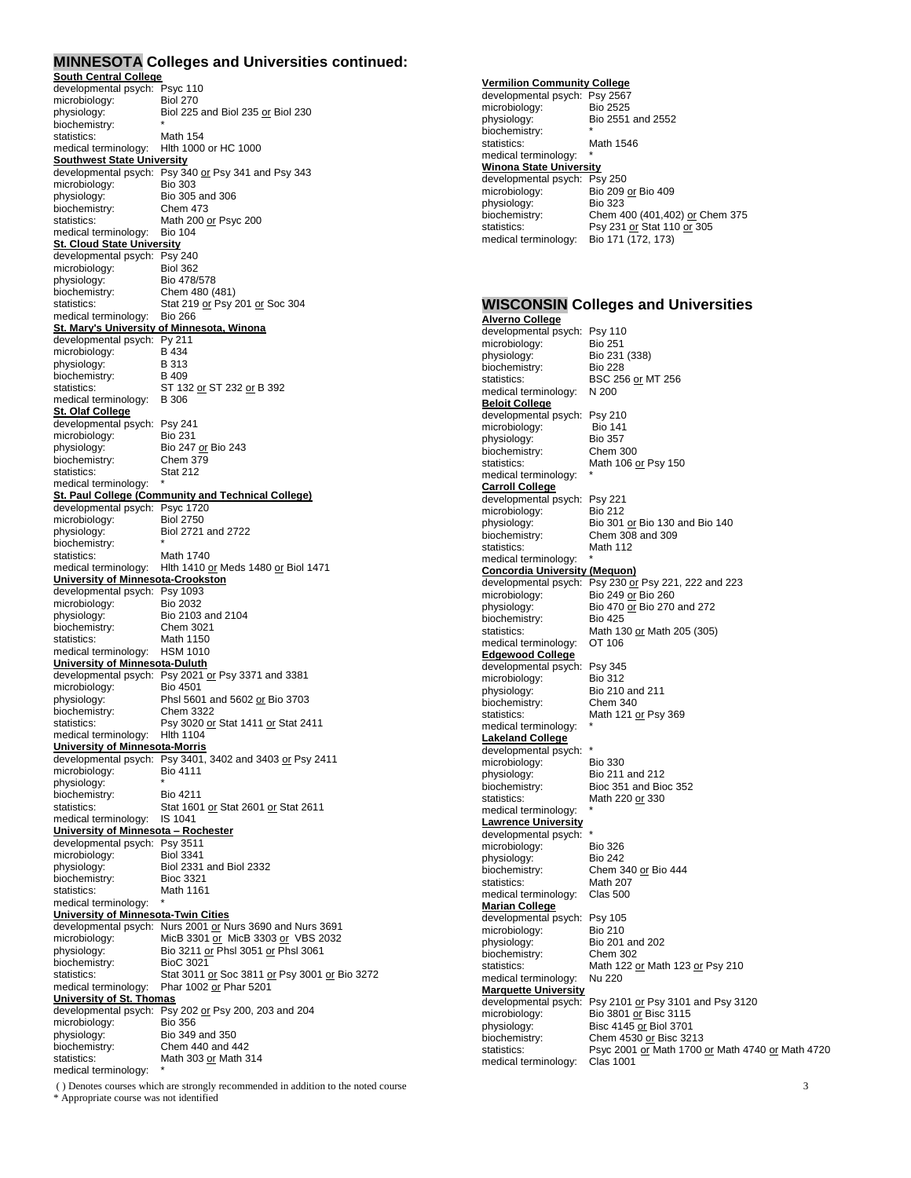## MINNESOTA Colleges and Universities continued:

**South Central College**
developmental psych: Psyc 110
microbiology: Biol 270
physiology: Biol 225 and Biol 235 or Biol 230
biochemistry: *
statistics: Math 154
medical terminology: Hlth 1000 or HC 1000

**Southwest State University**
developmental psych: Psy 340 or Psy 341 and Psy 343
microbiology: Bio 303
physiology: Bio 305 and 306
biochemistry: Chem 473
statistics: Math 200 or Psyc 200
medical terminology: Bio 104

**St. Cloud State University**
developmental psych: Psy 240
microbiology: Biol 362
physiology: Bio 478/578
biochemistry: Chem 480 (481)
statistics: Stat 219 or Psy 201 or Soc 304
medical terminology: Bio 266

**St. Mary's University of Minnesota, Winona**
developmental psych: Py 211
microbiology: B 434
physiology: B 313
biochemistry: B 409
statistics: ST 132 or ST 232 or B 392
medical terminology: B 306

**St. Olaf College**
developmental psych: Psy 241
microbiology: Bio 231
physiology: Bio 247 or Bio 243
biochemistry: Chem 379
statistics: Stat 212
medical terminology: *

**St. Paul College (Community and Technical College)**
developmental psych: Psyc 1720
microbiology: Biol 2750
physiology: Biol 2721 and 2722
biochemistry: *
statistics: Math 1740
medical terminology: Hlth 1410 or Meds 1480 or Biol 1471

**University of Minnesota-Crookston**
developmental psych: Psy 1093
microbiology: Bio 2032
physiology: Bio 2103 and 2104
biochemistry: Chem 3021
statistics: Math 1150
medical terminology: HSM 1010

**University of Minnesota-Duluth**
developmental psych: Psy 2021 or Psy 3371 and 3381
microbiology: Bio 4501
physiology: Phsl 5601 and 5602 or Bio 3703
biochemistry: Chem 3322
statistics: Psy 3020 or Stat 1411 or Stat 2411
medical terminology: Hlth 1104

**University of Minnesota-Morris**
developmental psych: Psy 3401, 3402 and 3403 or Psy 2411
microbiology: Bio 4111
physiology: *
biochemistry: Bio 4211
statistics: Stat 1601 or Stat 2601 or Stat 2611
medical terminology: IS 1041

**University of Minnesota – Rochester**
developmental psych: Psy 3511
microbiology: Biol 3341
physiology: Biol 2331 and Biol 2332
biochemistry: Bioc 3321
statistics: Math 1161
medical terminology: *

**University of Minnesota-Twin Cities**
developmental psych: Nurs 2001 or Nurs 3690 and Nurs 3691
microbiology: MicB 3301 or MicB 3303 or VBS 2032
physiology: Bio 3211 or Phsl 3051 or Phsl 3061
biochemistry: BioC 3021
statistics: Stat 3011 or Soc 3811 or Psy 3001 or Bio 3272
medical terminology: Phar 1002 or Phar 5201

**University of St. Thomas**
developmental psych: Psy 202 or Psy 200, 203 and 204
microbiology: Bio 356
physiology: Bio 349 and 350
biochemistry: Chem 440 and 442
statistics: Math 303 or Math 314
medical terminology: *

**Vermilion Community College**
developmental psych: Psy 2567
microbiology: Bio 2525
physiology: Bio 2551 and 2552
biochemistry: *
statistics: Math 1546
medical terminology: *

**Winona State University**
developmental psych: Psy 250
microbiology: Bio 209 or Bio 409
physiology: Bio 323
biochemistry: Chem 400 (401,402) or Chem 375
statistics: Psy 231 or Stat 110 or 305
medical terminology: Bio 171 (172, 173)

## WISCONSIN Colleges and Universities

**Alverno College**
developmental psych: Psy 110
microbiology: Bio 251
physiology: Bio 231 (338)
biochemistry: Bio 228
statistics: BSC 256 or MT 256
medical terminology: N 200

**Beloit College**
developmental psych: Psy 210
microbiology: Bio 141
physiology: Bio 357
biochemistry: Chem 300
statistics: Math 106 or Psy 150
medical terminology: *

**Carroll College**
developmental psych: Psy 221
microbiology: Bio 212
physiology: Bio 301 or Bio 130 and Bio 140
biochemistry: Chem 308 and 309
statistics: Math 112
medical terminology: *

**Concordia University (Mequon)**
developmental psych: Psy 230 or Psy 221, 222 and 223
microbiology: Bio 249 or Bio 260
physiology: Bio 470 or Bio 270 and 272
biochemistry: Bio 425
statistics: Math 130 or Math 205 (305)
medical terminology: OT 106

**Edgewood College**
developmental psych: Psy 345
microbiology: Bio 312
physiology: Bio 210 and 211
biochemistry: Chem 340
statistics: Math 121 or Psy 369
medical terminology: *

**Lakeland College**
developmental psych: *
microbiology: Bio 330
physiology: Bio 211 and 212
biochemistry: Bioc 351 and Bioc 352
statistics: Math 220 or 330
medical terminology: *

**Lawrence University**
developmental psych: *
microbiology: Bio 326
physiology: Bio 242
biochemistry: Chem 340 or Bio 444
statistics: Math 207
medical terminology: Clas 500

**Marian College**
developmental psych: Psy 105
microbiology: Bio 210
physiology: Bio 201 and 202
biochemistry: Chem 302
statistics: Math 122 or Math 123 or Psy 210
medical terminology: Nu 220

**Marquette University**
developmental psych: Psy 2101 or Psy 3101 and Psy 3120
microbiology: Bio 3801 or Bisc 3115
physiology: Bisc 4145 or Biol 3701
biochemistry: Chem 4530 or Bisc 3213
statistics: Psyc 2001 or Math 1700 or Math 4740 or Math 4720
medical terminology: Clas 1001

( ) Denotes courses which are strongly recommended in addition to the noted course
* Appropriate course was not identified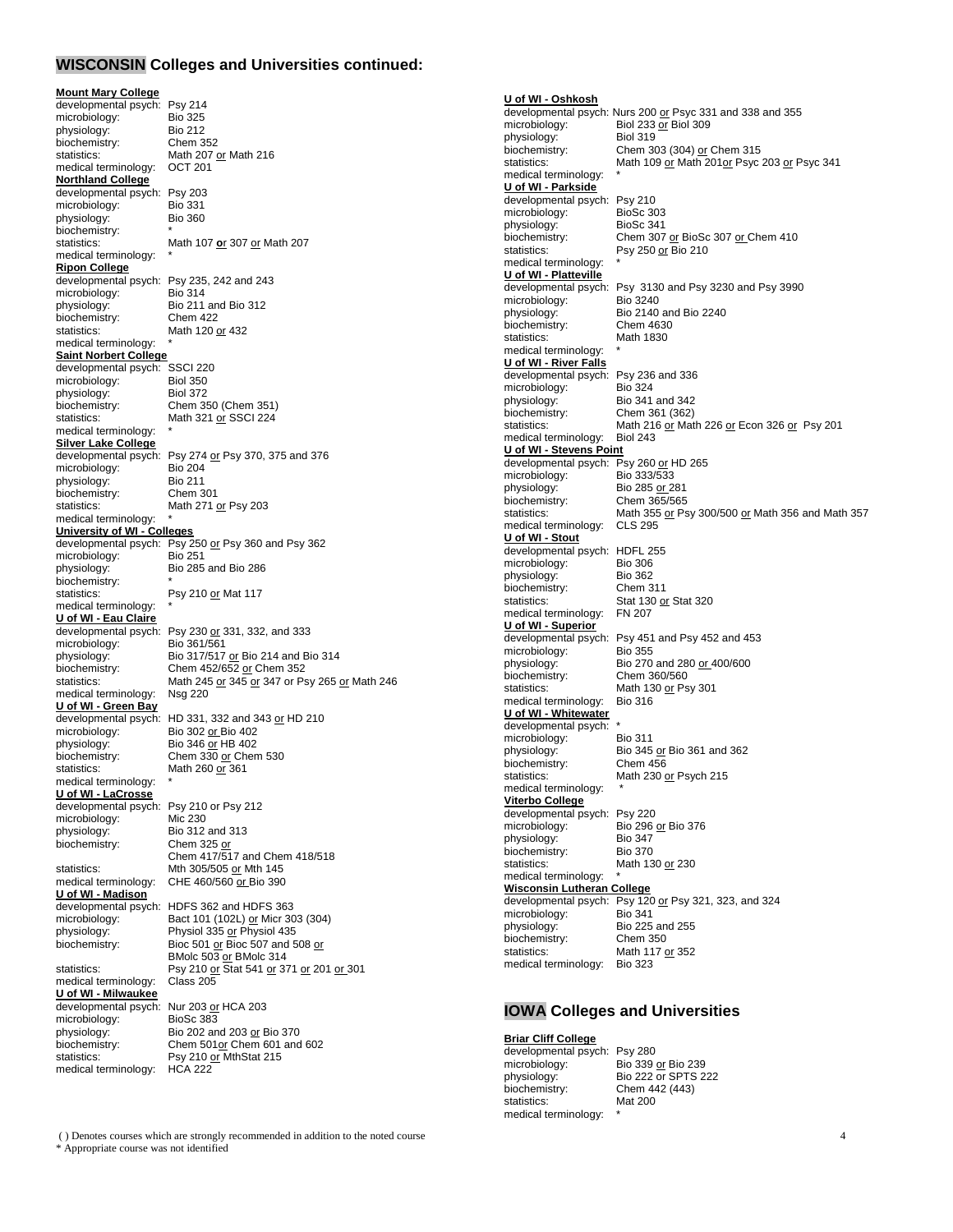## WISCONSIN Colleges and Universities continued:

**Mount Mary College**
developmental psych: Psy 214
microbiology: Bio 325
physiology: Bio 212
biochemistry: Chem 352
statistics: Math 207 or Math 216
medical terminology: OCT 201

**Northland College**
developmental psych: Psy 203
microbiology: Bio 331
physiology: Bio 360
biochemistry: *
statistics: Math 107 **or** 307 or Math 207
medical terminology: *

**Ripon College**
developmental psych: Psy 235, 242 and 243
microbiology: Bio 314
physiology: Bio 211 and Bio 312
biochemistry: Chem 422
statistics: Math 120 or 432
medical terminology: *

**Saint Norbert College**
developmental psych: SSCI 220
microbiology: Biol 350
physiology: Biol 372
biochemistry: Chem 350 (Chem 351)
statistics: Math 321 or SSCI 224
medical terminology: *

**Silver Lake College**
developmental psych: Psy 274 or Psy 370, 375 and 376
microbiology: Bio 204
physiology: Bio 211
biochemistry: Chem 301
statistics: Math 271 or Psy 203
medical terminology: *

**University of WI - Colleges**
developmental psych: Psy 250 or Psy 360 and Psy 362
microbiology: Bio 251
physiology: Bio 285 and Bio 286
biochemistry: *
statistics: Psy 210 or Mat 117
medical terminology: *

**U of WI - Eau Claire**
developmental psych: Psy 230 or 331, 332, and 333
microbiology: Bio 361/561
physiology: Bio 317/517 or Bio 214 and Bio 314
biochemistry: Chem 452/652 or Chem 352
statistics: Math 245 or 345 or 347 or Psy 265 or Math 246
medical terminology: Nsg 220

**U of WI - Green Bay**
developmental psych: HD 331, 332 and 343 or HD 210
microbiology: Bio 302 or Bio 402
physiology: Bio 346 or HB 402
biochemistry: Chem 330 or Chem 530
statistics: Math 260 or 361
medical terminology: *

**U of WI - LaCrosse**
developmental psych: Psy 210 or Psy 212
microbiology: Mic 230
physiology: Bio 312 and 313
biochemistry: Chem 325 or Chem 417/517 and Chem 418/518
statistics: Mth 305/505 or Mth 145
medical terminology: CHE 460/560 or Bio 390

**U of WI - Madison**
developmental psych: HDFS 362 and HDFS 363
microbiology: Bact 101 (102L) or Micr 303 (304)
physiology: Physiol 335 or Physiol 435
biochemistry: Bioc 501 or Bioc 507 and 508 or BMolc 503 or BMolc 314
statistics: Psy 210 or Stat 541 or 371 or 201 or 301
medical terminology: Class 205

**U of WI - Milwaukee**
developmental psych: Nur 203 or HCA 203
microbiology: BioSc 383
physiology: Bio 202 and 203 or Bio 370
biochemistry: Chem 501or Chem 601 and 602
statistics: Psy 210 or MthStat 215
medical terminology: HCA 222

**U of WI - Oshkosh**
developmental psych: Nurs 200 or Psyc 331 and 338 and 355
microbiology: Biol 233 or Biol 309
physiology: Biol 319
biochemistry: Chem 303 (304) or Chem 315
statistics: Math 109 or Math 201or Psyc 203 or Psyc 341
medical terminology: *

**U of WI - Parkside**
developmental psych: Psy 210
microbiology: BioSc 303
physiology: BioSc 341
biochemistry: Chem 307 or BioSc 307 or Chem 410
statistics: Psy 250 or Bio 210
medical terminology: *

**U of WI - Platteville**
developmental psych: Psy 3130 and Psy 3230 and Psy 3990
microbiology: Bio 3240
physiology: Bio 2140 and Bio 2240
biochemistry: Chem 4630
statistics: Math 1830
medical terminology: *

**U of WI - River Falls**
developmental psych: Psy 236 and 336
microbiology: Bio 324
physiology: Bio 341 and 342
biochemistry: Chem 361 (362)
statistics: Math 216 or Math 226 or Econ 326 or Psy 201
medical terminology: Biol 243

**U of WI - Stevens Point**
developmental psych: Psy 260 or HD 265
microbiology: Bio 333/533
physiology: Bio 285 or 281
biochemistry: Chem 365/565
statistics: Math 355 or Psy 300/500 or Math 356 and Math 357
medical terminology: CLS 295

**U of WI - Stout**
developmental psych: HDFL 255
microbiology: Bio 306
physiology: Bio 362
biochemistry: Chem 311
statistics: Stat 130 or Stat 320
medical terminology: FN 207

**U of WI - Superior**
developmental psych: Psy 451 and Psy 452 and 453
microbiology: Bio 355
physiology: Bio 270 and 280 or 400/600
biochemistry: Chem 360/560
statistics: Math 130 or Psy 301
medical terminology: Bio 316

**U of WI - Whitewater**
developmental psych: *
microbiology: Bio 311
physiology: Bio 345 or Bio 361 and 362
biochemistry: Chem 456
statistics: Math 230 or Psych 215
medical terminology: *

**Viterbo College**
developmental psych: Psy 220
microbiology: Bio 296 or Bio 376
physiology: Bio 347
biochemistry: Bio 370
statistics: Math 130 or 230
medical terminology: *

**Wisconsin Lutheran College**
developmental psych: Psy 120 or Psy 321, 323, and 324
microbiology: Bio 341
physiology: Bio 225 and 255
biochemistry: Chem 350
statistics: Math 117 or 352
medical terminology: Bio 323

## IOWA Colleges and Universities

**Briar Cliff College**
developmental psych: Psy 280
microbiology: Bio 339 or Bio 239
physiology: Bio 222 or SPTS 222
biochemistry: Chem 442 (443)
statistics: Mat 200
medical terminology: *

( ) Denotes courses which are strongly recommended in addition to the noted course
* Appropriate course was not identified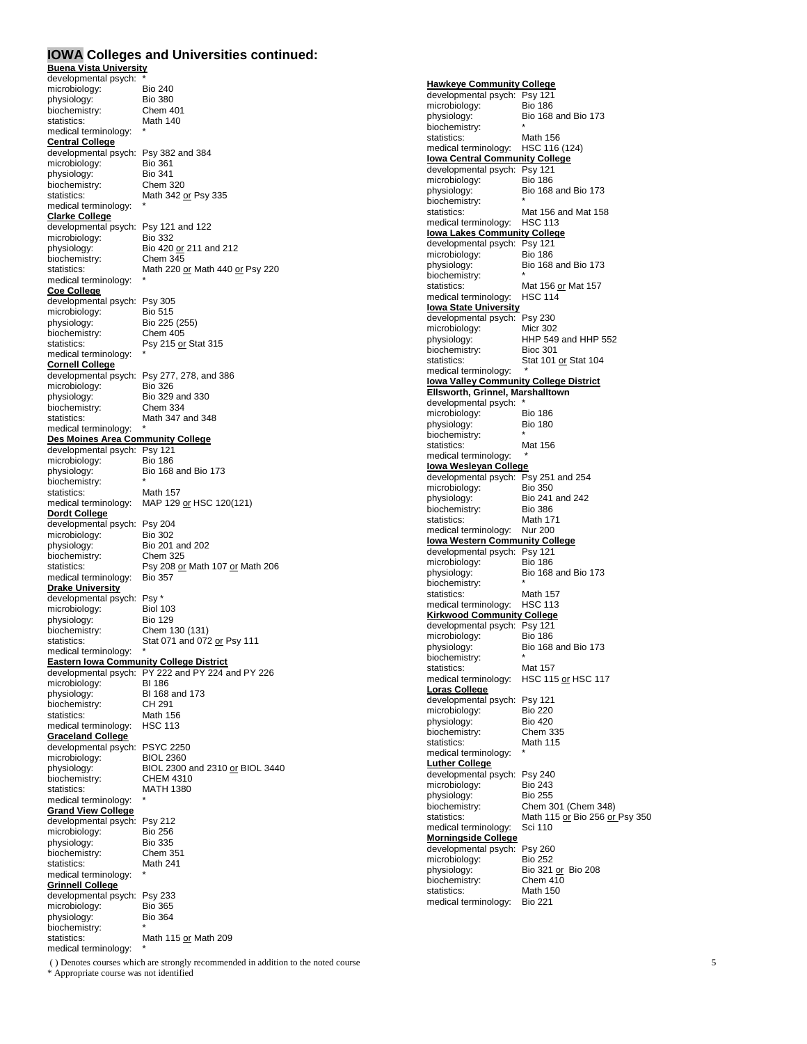## IOWA Colleges and Universities continued:

**Buena Vista University**
developmental psych: *
microbiology: Bio 240
physiology: Bio 380
biochemistry: Chem 401
statistics: Math 140
medical terminology: *

**Central College**
developmental psych: Psy 382 and 384
microbiology: Bio 361
physiology: Bio 341
biochemistry: Chem 320
statistics: Math 342 or Psy 335
medical terminology: *

**Clarke College**
developmental psych: Psy 121 and 122
microbiology: Bio 332
physiology: Bio 420 or 211 and 212
biochemistry: Chem 345
statistics: Math 220 or Math 440 or Psy 220
medical terminology: *

**Coe College**
developmental psych: Psy 305
microbiology: Bio 515
physiology: Bio 225 (255)
biochemistry: Chem 405
statistics: Psy 215 or Stat 315
medical terminology: *

**Cornell College**
developmental psych: Psy 277, 278, and 386
microbiology: Bio 326
physiology: Bio 329 and 330
biochemistry: Chem 334
statistics: Math 347 and 348
medical terminology: *

**Des Moines Area Community College**
developmental psych: Psy 121
microbiology: Bio 186
physiology: Bio 168 and Bio 173
biochemistry: *
statistics: Math 157
medical terminology: MAP 129 or HSC 120(121)

**Dordt College**
developmental psych: Psy 204
microbiology: Bio 302
physiology: Bio 201 and 202
biochemistry: Chem 325
statistics: Psy 208 or Math 107 or Math 206
medical terminology: Bio 357

**Drake University**
developmental psych: Psy *
microbiology: Biol 103
physiology: Bio 129
biochemistry: Chem 130 (131)
statistics: Stat 071 and 072 or Psy 111
medical terminology: *

**Eastern Iowa Community College District**
developmental psych: PY 222 and PY 224 and PY 226
microbiology: BI 186
physiology: BI 168 and 173
biochemistry: CH 291
statistics: Math 156
medical terminology: HSC 113

**Graceland College**
developmental psych: PSYC 2250
microbiology: BIOL 2360
physiology: BIOL 2300 and 2310 or BIOL 3440
biochemistry: CHEM 4310
statistics: MATH 1380
medical terminology: *

**Grand View College**
developmental psych: Psy 212
microbiology: Bio 256
physiology: Bio 335
biochemistry: Chem 351
statistics: Math 241
medical terminology: *

**Grinnell College**
developmental psych: Psy 233
microbiology: Bio 365
physiology: Bio 364
biochemistry: *
statistics: Math 115 or Math 209
medical terminology: *

**Hawkeye Community College**
developmental psych: Psy 121
microbiology: Bio 186
physiology: Bio 168 and Bio 173
biochemistry: *
statistics: Math 156
medical terminology: HSC 116 (124)

**Iowa Central Community College**
developmental psych: Psy 121
microbiology: Bio 186
physiology: Bio 168 and Bio 173
biochemistry: *
statistics: Mat 156 and Mat 158
medical terminology: HSC 113

**Iowa Lakes Community College**
developmental psych: Psy 121
microbiology: Bio 186
physiology: Bio 168 and Bio 173
biochemistry: *
statistics: Mat 156 or Mat 157
medical terminology: HSC 114

**Iowa State University**
developmental psych: Psy 230
microbiology: Micr 302
physiology: HHP 549 and HHP 552
biochemistry: Bioc 301
statistics: Stat 101 or Stat 104
medical terminology: *

**Iowa Valley Community College District**
**Ellsworth, Grinnel, Marshalltown**
developmental psych: *
microbiology: Bio 186
physiology: Bio 180
biochemistry: *
statistics: Mat 156
medical terminology: *

**Iowa Wesleyan College**
developmental psych: Psy 251 and 254
microbiology: Bio 350
physiology: Bio 241 and 242
biochemistry: Bio 386
statistics: Math 171
medical terminology: Nur 200

**Iowa Western Community College**
developmental psych: Psy 121
microbiology: Bio 186
physiology: Bio 168 and Bio 173
biochemistry: *
statistics: Math 157
medical terminology: HSC 113

**Kirkwood Community College**
developmental psych: Psy 121
microbiology: Bio 186
physiology: Bio 168 and Bio 173
biochemistry: *
statistics: Mat 157
medical terminology: HSC 115 or HSC 117

**Loras College**
developmental psych: Psy 121
microbiology: Bio 220
physiology: Bio 420
biochemistry: Chem 335
statistics: Math 115
medical terminology: *

**Luther College**
developmental psych: Psy 240
microbiology: Bio 243
physiology: Bio 255
biochemistry: Chem 301 (Chem 348)
statistics: Math 115 or Bio 256 or Psy 350
medical terminology: Sci 110

**Morningside College**
developmental psych: Psy 260
microbiology: Bio 252
physiology: Bio 321 or Bio 208
biochemistry: Chem 410
statistics: Math 150
medical terminology: Bio 221

( ) Denotes courses which are strongly recommended in addition to the noted course
* Appropriate course was not identified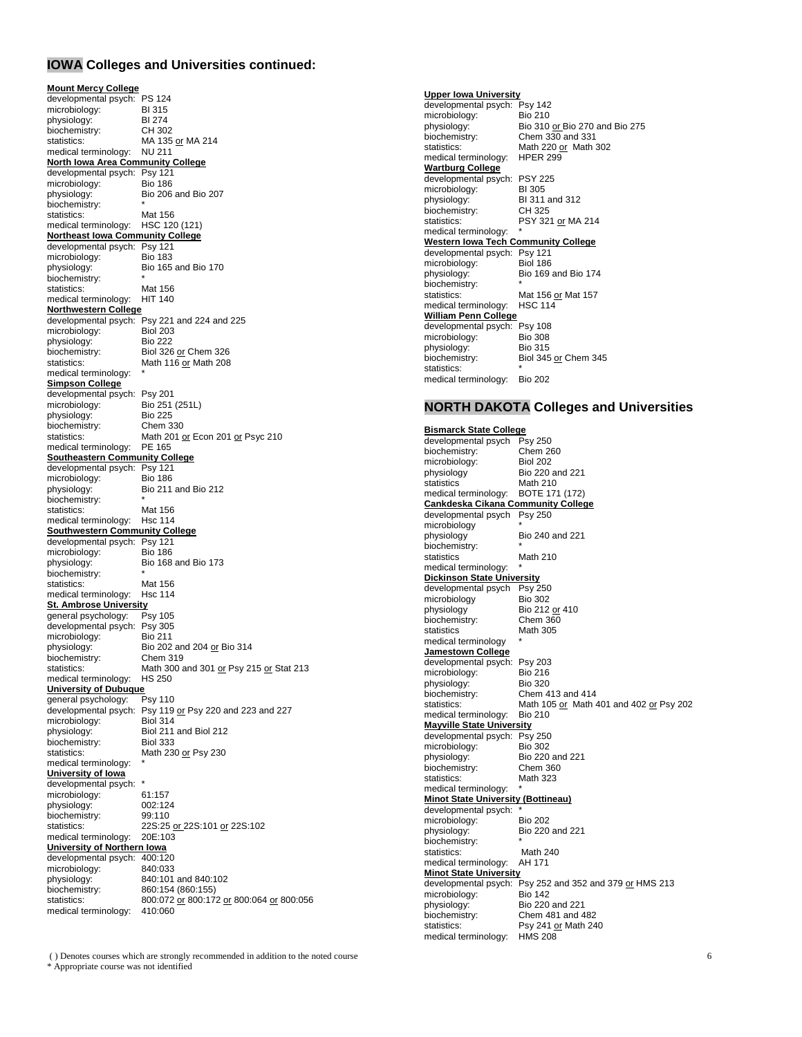## IOWA Colleges and Universities continued:

**Mount Mercy College**
developmental psych: PS 124
microbiology: BI 315
physiology: BI 274
biochemistry: CH 302
statistics: MA 135 or MA 214
medical terminology: NU 211

**North Iowa Area Community College**
developmental psych: Psy 121
microbiology: Bio 186
physiology: Bio 206 and Bio 207
biochemistry: *
statistics: Mat 156
medical terminology: HSC 120 (121)

**Northeast Iowa Community College**
developmental psych: Psy 121
microbiology: Bio 183
physiology: Bio 165 and Bio 170
biochemistry: *
statistics: Mat 156
medical terminology: HIT 140

**Northwestern College**
developmental psych: Psy 221 and 224 and 225
microbiology: Biol 203
physiology: Bio 222
biochemistry: Biol 326 or Chem 326
statistics: Math 116 or Math 208
medical terminology: *

**Simpson College**
developmental psych: Psy 201
microbiology: Bio 251 (251L)
physiology: Bio 225
biochemistry: Chem 330
statistics: Math 201 or Econ 201 or Psyc 210
medical terminology: PE 165

**Southeastern Community College**
developmental psych: Psy 121
microbiology: Bio 186
physiology: Bio 211 and Bio 212
biochemistry: *
statistics: Mat 156
medical terminology: Hsc 114

**Southwestern Community College**
developmental psych: Psy 121
microbiology: Bio 186
physiology: Bio 168 and Bio 173
biochemistry: *
statistics: Mat 156
medical terminology: Hsc 114

**St. Ambrose University**
general psychology: Psy 105
developmental psych: Psy 305
microbiology: Bio 211
physiology: Bio 202 and 204 or Bio 314
biochemistry: Chem 319
statistics: Math 300 and 301 or Psy 215 or Stat 213
medical terminology: HS 250

**University of Dubuque**
general psychology: Psy 110
developmental psych: Psy 119 or Psy 220 and 223 and 227
microbiology: Biol 314
physiology: Biol 211 and Biol 212
biochemistry: Biol 333
statistics: Math 230 or Psy 230
medical terminology: *

**University of Iowa**
developmental psych: *
microbiology: 61:157
physiology: 002:124
biochemistry: 99:110
statistics: 22S:25 or 22S:101 or 22S:102
medical terminology: 20E:103

**University of Northern Iowa**
developmental psych: 400:120
microbiology: 840:033
physiology: 840:101 and 840:102
biochemistry: 860:154 (860:155)
statistics: 800:072 or 800:172 or 800:064 or 800:056
medical terminology: 410:060

**Upper Iowa University**
developmental psych: Psy 142
microbiology: Bio 210
physiology: Bio 310 or Bio 270 and Bio 275
biochemistry: Chem 330 and 331
statistics: Math 220 or Math 302
medical terminology: HPER 299

**Wartburg College**
developmental psych: PSY 225
microbiology: BI 305
physiology: BI 311 and 312
biochemistry: CH 325
statistics: PSY 321 or MA 214
medical terminology: *

**Western Iowa Tech Community College**
developmental psych: Psy 121
microbiology: Biol 186
physiology: Bio 169 and Bio 174
biochemistry: *
statistics: Mat 156 or Mat 157
medical terminology: HSC 114

**William Penn College**
developmental psych: Psy 108
microbiology: Bio 308
physiology: Bio 315
biochemistry: Biol 345 or Chem 345
statistics: *
medical terminology: Bio 202

## NORTH DAKOTA Colleges and Universities

**Bismarck State College**
developmental psych Psy 250
biochemistry: Chem 260
microbiology: Biol 202
physiology Bio 220 and 221
statistics Math 210
medical terminology: BOTE 171 (172)

**Cankdeska Cikana Community College**
developmental psych Psy 250
microbiology *
physiology Bio 240 and 221
biochemistry: *
statistics Math 210
medical terminology: *

**Dickinson State University**
developmental psych Psy 250
microbiology Bio 302
physiology Bio 212 or 410
biochemistry: Chem 360
statistics Math 305
medical terminology *

**Jamestown College**
developmental psych: Psy 203
microbiology: Bio 216
physiology: Bio 320
biochemistry: Chem 413 and 414
statistics: Math 105 or Math 401 and 402 or Psy 202
medical terminology: Bio 210

**Mayville State University**
developmental psych: Psy 250
microbiology: Bio 302
physiology: Bio 220 and 221
biochemistry: Chem 360
statistics: Math 323
medical terminology: *

**Minot State University (Bottineau)**
developmental psych: *
microbiology: Bio 202
physiology: Bio 220 and 221
biochemistry: *
statistics: Math 240
medical terminology: AH 171

**Minot State University**
developmental psych: Psy 252 and 352 and 379 or HMS 213
microbiology: Bio 142
physiology: Bio 220 and 221
biochemistry: Chem 481 and 482
statistics: Psy 241 or Math 240
medical terminology: HMS 208

( ) Denotes courses which are strongly recommended in addition to the noted course
* Appropriate course was not identified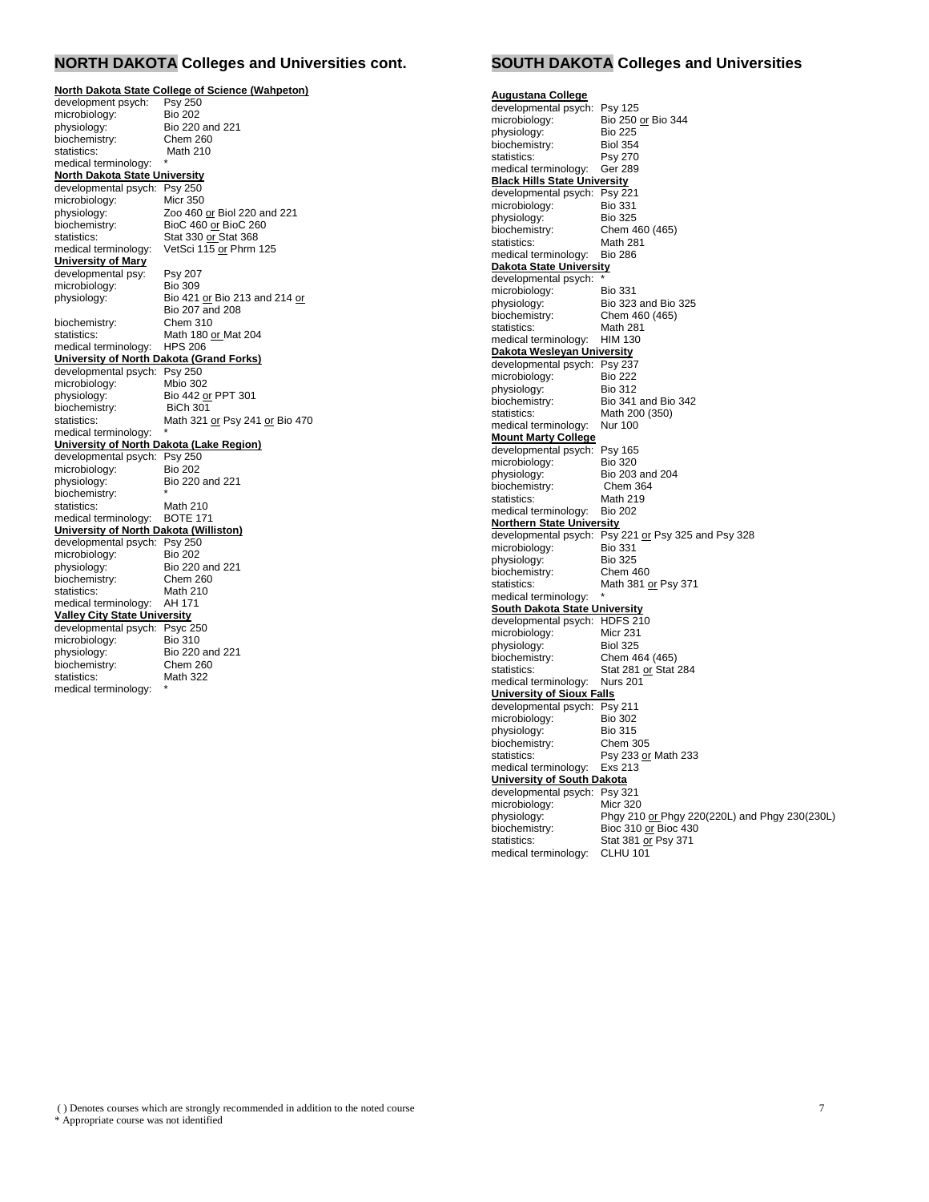## NORTH DAKOTA Colleges and Universities cont.

**North Dakota State College of Science (Wahpeton)**

development psych: Psy 250
microbiology: Bio 202
physiology: Bio 220 and 221
biochemistry: Chem 260
statistics: Math 210
medical terminology: *

**North Dakota State University**

developmental psych: Psy 250
microbiology: Micr 350
physiology: Zoo 460 or Biol 220 and 221
biochemistry: BioC 460 or BioC 260
statistics: Stat 330 or Stat 368
medical terminology: VetSci 115 or Phrm 125

**University of Mary**

developmental psy: Psy 207
microbiology: Bio 309
physiology: Bio 421 or Bio 213 and 214 or Bio 207 and 208
biochemistry: Chem 310
statistics: Math 180 or Mat 204
medical terminology: HPS 206

**University of North Dakota (Grand Forks)**

developmental psych: Psy 250
microbiology: Mbio 302
physiology: Bio 442 or PPT 301
biochemistry: BiCh 301
statistics: Math 321 or Psy 241 or Bio 470
medical terminology: *

**University of North Dakota (Lake Region)**

developmental psych: Psy 250
microbiology: Bio 202
physiology: Bio 220 and 221
biochemistry: *
statistics: Math 210
medical terminology: BOTE 171

**University of North Dakota (Williston)**

developmental psych: Psy 250
microbiology: Bio 202
physiology: Bio 220 and 221
biochemistry: Chem 260
statistics: Math 210
medical terminology: AH 171

**Valley City State University**

developmental psych: Psyc 250
microbiology: Bio 310
physiology: Bio 220 and 221
biochemistry: Chem 260
statistics: Math 322
medical terminology: *

## SOUTH DAKOTA Colleges and Universities

**Augustana College**

developmental psych: Psy 125
microbiology: Bio 250 or Bio 344
physiology: Bio 225
biochemistry: Biol 354
statistics: Psy 270
medical terminology: Ger 289

**Black Hills State University**

developmental psych: Psy 221
microbiology: Bio 331
physiology: Bio 325
biochemistry: Chem 460 (465)
statistics: Math 281
medical terminology: Bio 286

**Dakota State University**

developmental psych: *
microbiology: Bio 331
physiology: Bio 323 and Bio 325
biochemistry: Chem 460 (465)
statistics: Math 281
medical terminology: HIM 130

**Dakota Wesleyan University**

developmental psych: Psy 237
microbiology: Bio 222
physiology: Bio 312
biochemistry: Bio 341 and Bio 342
statistics: Math 200 (350)
medical terminology: Nur 100

**Mount Marty College**

developmental psych: Psy 165
microbiology: Bio 320
physiology: Bio 203 and 204
biochemistry: Chem 364
statistics: Math 219
medical terminology: Bio 202

**Northern State University**

developmental psych: Psy 221 or Psy 325 and Psy 328
microbiology: Bio 331
physiology: Bio 325
biochemistry: Chem 460
statistics: Math 381 or Psy 371
medical terminology: *

**South Dakota State University**

developmental psych: HDFS 210
microbiology: Micr 231
physiology: Biol 325
biochemistry: Chem 464 (465)
statistics: Stat 281 or Stat 284
medical terminology: Nurs 201

**University of Sioux Falls**

developmental psych: Psy 211
microbiology: Bio 302
physiology: Bio 315
biochemistry: Chem 305
statistics: Psy 233 or Math 233
medical terminology: Exs 213

**University of South Dakota**

developmental psych: Psy 321
microbiology: Micr 320
physiology: Phgy 210 or Phgy 220(220L) and Phgy 230(230L)
biochemistry: Bioc 310 or Bioc 430
statistics: Stat 381 or Psy 371
medical terminology: CLHU 101

( ) Denotes courses which are strongly recommended in addition to the noted course
* Appropriate course was not identified